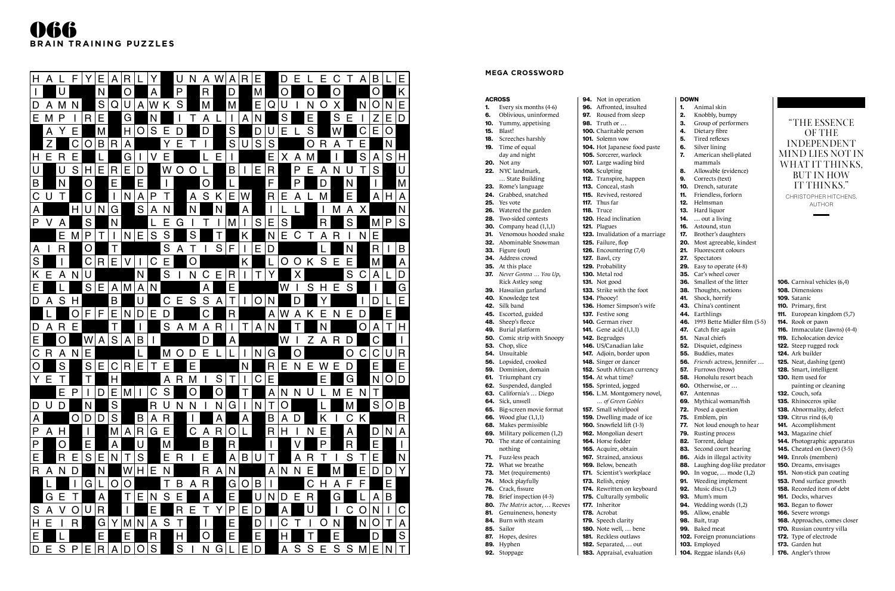## MEGA CROSSWORD

### ACROSS

**1.** Every six months (4-6)
**6.** Oblivious, uninformed
**10.** Yummy, appetising
**15.** Blast!
**18.** Screeches harshly
**19.** Time of equal day and night
**20.** Not any
**22.** NYC landmark, … State Building
**23.** Rome's language
**24.** Grabbed, snatched
**25.** Yes vote
**26.** Watered the garden
**28.** Two-sided contests
**30.** Company head (1,1,1)
**31.** Venomous hooded snake
**32.** Abominable Snowman
**33.** Figure (out)
**34.** Address crowd
**35.** At this place
**37.** *Never Gonna … You Up*, Rick Astley song
**39.** Hawaiian garland
**40.** Knowledge test
**42.** Silk band
**45.** Escorted, guided
**48.** Sheep's fleece
**49.** Burial platform
**50.** Comic strip with Snoopy
**53.** Chop, slice
**54.** Unsuitable
**56.** Lopsided, crooked
**59.** Dominion, domain
**61.** Triumphant cry
**62.** Suspended, dangled
**63.** California's … Diego
**64.** Sick, unwell
**65.** Big-screen movie format
**66.** Wood glue (1,1,1)
**68.** Makes permissible
**69.** Military policemen (1,2)
**70.** The state of containing nothing
**71.** Fuzz-less peach
**72.** What we breathe
**73.** Met (requirements)
**74.** Mock playfully
**76.** Crack, fissure
**78.** Brief inspection (4-3)
**80.** *The Matrix* actor, … Reeves
**81.** Genuineness, honesty
**84.** Burn with steam
**85.** Sailor
**87.** Hopes, desires
**89.** Hyphen
**92.** Stoppage
**94.** Not in operation
**96.** Affronted, insulted
**97.** Roused from sleep
**98.** Truth or …
**100.** Charitable person
**101.** Solemn vow
**104.** Hot Japanese food paste
**105.** Sorcerer, warlock
**107.** Large wading bird
**108.** Sculpting
**112.** Transpire, happen
**113.** Conceal, stash
**115.** Revived, restored
**117.** Thus far
**118.** Truce
**120.** Head inclination
**121.** Plagues
**123.** Invalidation of a marriage
**125.** Failure, flop
**126.** Encountering (7,4)
**127.** Bawl, cry
**129.** Probability
**130.** Metal rod
**131.** Not good
**133.** Strike with the foot
**134.** Phooey!
**136.** Homer Simpson's wife
**137.** Festive song
**140.** German river
**141.** Gene acid (1,1,1)
**142.** Begrudges
**146.** US/Canadian lake
**147.** Adjoin, border upon
**148.** Singer or dancer
**152.** South African currency
**154.** At what time?
**155.** Sprinted, jogged
**156.** L.M. Montgomery novel, … *of Green Gables*
**157.** Small whirlpool
**159.** Dwelling made of ice
**160.** Snowfield lift (1-3)
**162.** Mongolian desert
**164.** Horse fodder
**165.** Acquire, obtain
**167.** Strained, anxious
**169.** Below, beneath
**171.** Scientist's workplace
**173.** Relish, enjoy
**174.** Rewritten on keyboard
**175.** Culturally symbolic
**177.** Inheritor
**178.** Acrobat
**179.** Speech clarity
**180.** Note well, … bene
**181.** Reckless outlaws
**182.** Separated, … out
**183.** Appraisal, evaluation

### DOWN

**1.** Animal skin
**2.** Knobbly, bumpy
**3.** Group of performers
**4.** Dietary fibre
**5.** Tired reflexes
**6.** Silver lining
**7.** American shell-plated mammals
**8.** Allowable (evidence)
**9.** Corrects (text)
**10.** Drench, saturate
**11.** Friendless, forlorn
**12.** Helmsman
**13.** Hard liquor
**14.** … out a living
**16.** Astound, stun
**17.** Brother's daughters
**20.** Most agreeable, kindest
**21.** Fluorescent colours
**27.** Spectators
**29.** Easy to operate (4-8)
**35.** Car's wheel cover
**36.** Smallest of the litter
**38.** Thoughts, notions
**41.** Shock, horrify
**43.** China's continent
**44.** Earthlings
**46.** 1993 Bette Midler film (5-5)
**47.** Catch fire again
**51.** Naval chiefs
**52.** Disquiet, edginess
**55.** Buddies, mates
**56.** *Friends* actress, Jennifer …
**57.** Furrows (brow)
**58.** Honolulu resort beach
**60.** Otherwise, or …
**67.** Antennas
**69.** Mythical woman/fish
**72.** Posed a question
**75.** Emblem, pin
**77.** Not loud enough to hear
**79.** Rusting process
**82.** Torrent, deluge
**83.** Second court hearing
**86.** Aids in illegal activity
**88.** Laughing dog-like predator
**90.** In vogue, … mode (1,2)
**91.** Weeding implement
**92.** Music discs (1,2)
**93.** Mum's mum
**94.** Wedding words (1,2)
**95.** Allow, enable
**98.** Bait, trap
**99.** Baked meat
**102.** Foreign pronunciations
**103.** Employed
**104.** Reggae islands (4,6)
**106.** Carnival vehicles (6,4)
**108.** Dimensions
**109.** Satanic
**110.** Primary, first
**111.** European kingdom (5,7)
**114.** Rook or pawn
**116.** Immaculate (lawns) (4-4)
**119.** Echolocation device
**122.** Steep rugged rock
**124.** Ark builder
**125.** Neat, dashing (gent)
**128.** Smart, intelligent
**130.** Item used for painting or cleaning
**132.** Couch, sofa
**135.** Rhinoceros spike
**138.** Abnormality, defect
**139.** Citrus rind (6,4)
**141.** Accomplishment
**143.** Magazine chief
**144.** Photographic apparatus
**145.** Cheated on (lover) (3-5)
**149.** Enrols (members)
**150.** Dreams, envisages
**151.** Non-stick pan coating
**153.** Pond surface growth
**158.** Recorded item of debt
**161.** Docks, wharves
**163.** Began to flower
**166.** Severe wrongs
**168.** Approaches, comes closer
**170.** Russian country villa
**172.** Type of electrode
**173.** Garden hut
**176.** Angler's throw

---

"THE ESSENCE OF THE INDEPENDENT MIND LIES NOT IN WHAT IT THINKS, BUT IN HOW IT THINKS."

CHRISTOPHER HITCHENS, AUTHOR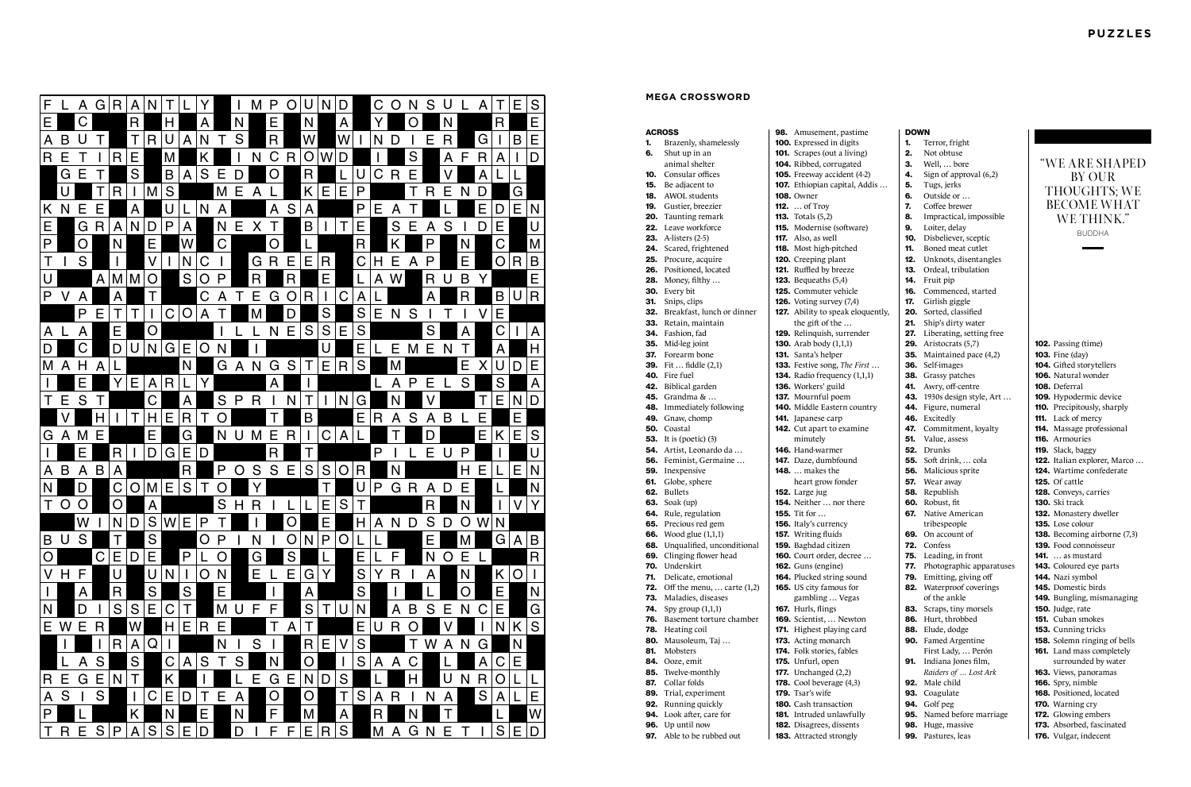## MEGA CROSSWORD

### ACROSS

**1.** Brazenly, shamelessly
**6.** Shut up in an animal shelter
**10.** Consular offices
**15.** Be adjacent to
**18.** AWOL students
**19.** Gustier, breezier
**20.** Taunting remark
**22.** Leave workforce
**23.** A-listers (2-5)
**24.** Scared, frightened
**25.** Procure, acquire
**26.** Positioned, located
**28.** Money, filthy …
**30.** Every bit
**31.** Snips, clips
**32.** Breakfast, lunch or dinner
**33.** Retain, maintain
**34.** Fashion, fad
**35.** Mid-leg joint
**37.** Forearm bone
**39.** Fit … fiddle (2,1)
**40.** Fire fuel
**42.** Biblical garden
**45.** Grandma & …
**48.** Immediately following
**49.** Gnaw, chomp
**50.** Coastal
**53.** It is (poetic) (3)
**54.** Artist, Leonardo da …
**56.** Feminist, Germaine …
**59.** Inexpensive
**61.** Globe, sphere
**62.** Bullets
**63.** Soak (up)
**64.** Rule, regulation
**65.** Precious red gem
**66.** Wood glue (1,1,1)
**68.** Unqualified, unconditional
**69.** Clinging flower head
**70.** Underskirt
**71.** Delicate, emotional
**72.** Off the menu, … carte (1,2)
**73.** Maladies, diseases
**74.** Spy group (1,1,1)
**76.** Basement torture chamber
**78.** Heating coil
**80.** Mausoleum, Taj …
**81.** Mobsters
**84.** Ooze, emit
**85.** Twelve-monthly
**87.** Collar folds
**89.** Trial, experiment
**92.** Running quickly
**94.** Look after, care for
**96.** Up until now
**97.** Able to be rubbed out
**98.** Amusement, pastime
**100.** Expressed in digits
**101.** Scrapes (out a living)
**104.** Ribbed, corrugated
**105.** Freeway accident (4-2)
**107.** Ethiopian capital, Addis …
**108.** Owner
**112.** … of Troy
**113.** Totals (5,2)
**115.** Modernise (software)
**117.** Also, as well
**118.** Most high-pitched
**120.** Creeping plant
**121.** Ruffled by breeze
**123.** Bequeaths (5,4)
**125.** Commuter vehicle
**126.** Voting survey (7,4)
**127.** Ability to speak eloquently, the gift of the …
**129.** Relinquish, surrender
**130.** Arab body (1,1,1)
**131.** Santa's helper
**133.** Festive song, *The First* …
**134.** Radio frequency (1,1,1)
**136.** Workers' guild
**137.** Mournful poem
**140.** Middle Eastern country
**141.** Japanese carp
**142.** Cut apart to examine minutely
**146.** Hand-warmer
**147.** Daze, dumbfound
**148.** … makes the heart grow fonder
**152.** Large jug
**154.** Neither … nor there
**155.** Tit for …
**156.** Italy's currency
**157.** Writing fluids
**159.** Baghdad citizen
**160.** Court order, decree …
**162.** Guns (engine)
**164.** Plucked string sound
**165.** US city famous for gambling … Vegas
**167.** Hurls, flings
**169.** Scientist, … Newton
**171.** Highest playing card
**173.** Acting monarch
**174.** Folk stories, fables
**175.** Unfurl, open
**177.** Unchanged (2,2)
**178.** Cool beverage (4,3)
**179.** Tsar's wife
**180.** Cash transaction
**181.** Intruded unlawfully
**182.** Disagrees, dissents
**183.** Attracted strongly

### DOWN

**1.** Terror, fright
**2.** Not obtuse
**3.** Well, … bore
**4.** Sign of approval (6,2)
**5.** Tugs, jerks
**6.** Outside or …
**7.** Coffee brewer
**8.** Impractical, impossible
**9.** Loiter, delay
**10.** Disbeliever, sceptic
**11.** Boned meat cutlet
**12.** Unknots, disentangles
**13.** Ordeal, tribulation
**14.** Fruit pip
**16.** Commenced, started
**17.** Girlish giggle
**20.** Sorted, classified
**21.** Ship's dirty water
**27.** Liberating, setting free
**29.** Aristocrats (5,7)
**35.** Maintained pace (4,2)
**36.** Self-images
**38.** Grassy patches
**41.** Awry, off-centre
**43.** 1930s design style, Art …
**44.** Figure, numeral
**46.** Excitedly
**47.** Commitment, loyalty
**51.** Value, assess
**52.** Drunks
**55.** Soft drink, … cola
**56.** Malicious sprite
**57.** Wear away
**58.** Republish
**60.** Robust, fit
**67.** Native American tribespeople
**69.** On account of
**72.** Confess
**75.** Leading, in front
**77.** Photographic apparatuses
**79.** Emitting, giving off
**82.** Waterproof coverings of the ankle
**83.** Scraps, tiny morsels
**86.** Hurt, throbbed
**88.** Elude, dodge
**90.** Famed Argentine First Lady, … Perón
**91.** Indiana Jones film, *Raiders of … Lost Ark*
**92.** Male child
**93.** Coagulate
**94.** Golf peg
**95.** Named before marriage
**98.** Huge, massive
**99.** Pastures, leas
**102.** Passing (time)
**103.** Fine (day)
**104.** Gifted storytellers
**106.** Natural wonder
**108.** Deferral
**109.** Hypodermic device
**110.** Precipitously, sharply
**111.** Lack of mercy
**114.** Massage professional
**116.** Armouries
**119.** Slack, baggy
**122.** Italian explorer, Marco …
**124.** Wartime confederate
**125.** Of cattle
**128.** Conveys, carries
**130.** Ski track
**132.** Monastery dweller
**135.** Lose colour
**138.** Becoming airborne (7,3)
**139.** Food connoisseur
**141.** … as mustard
**143.** Coloured eye parts
**144.** Nazi symbol
**145.** Domestic birds
**149.** Bungling, mismanaging
**150.** Judge, rate
**151.** Cuban smokes
**153.** Cunning tricks
**158.** Solemn ringing of bells
**161.** Land mass completely surrounded by water
**163.** Views, panoramas
**166.** Spry, nimble
**168.** Positioned, located
**170.** Warning cry
**172.** Glowing embers
**173.** Absorbed, fascinated
**176.** Vulgar, indecent

> "WE ARE SHAPED BY OUR THOUGHTS; WE BECOME WHAT WE THINK."
>
> BUDDHA